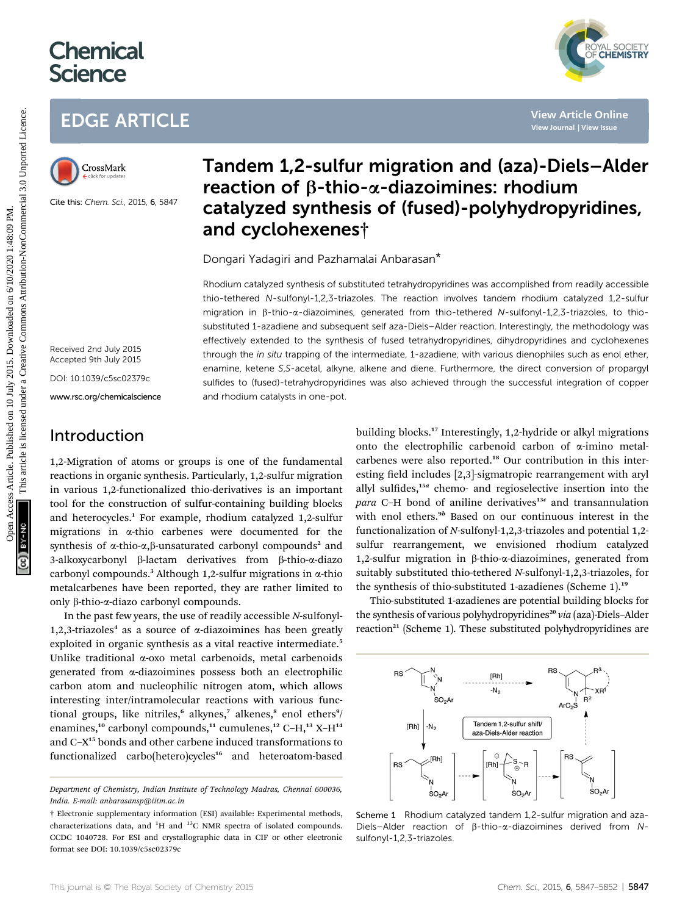# Chemical Science

## EDGE ARTICLE

Cite this: *Chem. Sci.*, 2015, **6**, 5847

Received 2nd July 2015
Accepted 9th July 2015

DOI: 10.1039/c5sc02379c

www.rsc.org/chemicalscience

# Tandem 1,2-sulfur migration and (aza)-Diels–Alder reaction of β-thio-α-diazoimines: rhodium catalyzed synthesis of (fused)-polyhydropyridines, and cyclohexenes†

Dongari Yadagiri and Pazhamalai Anbarasan*

Rhodium catalyzed synthesis of substituted tetrahydropyridines was accomplished from readily accessible thio-tethered *N*-sulfonyl-1,2,3-triazoles. The reaction involves tandem rhodium catalyzed 1,2-sulfur migration in β-thio-α-diazoimines, generated from thio-tethered *N*-sulfonyl-1,2,3-triazoles, to thio-substituted 1-azadiene and subsequent self aza-Diels–Alder reaction. Interestingly, the methodology was effectively extended to the synthesis of fused tetrahydropyridines, dihydropyridines and cyclohexenes through the *in situ* trapping of the intermediate, 1-azadiene, with various dienophiles such as enol ether, enamine, ketene *S*,*S*-acetal, alkyne, alkene and diene. Furthermore, the direct conversion of propargyl sulfides to (fused)-tetrahydropyridines was also achieved through the successful integration of copper and rhodium catalysts in one-pot.

## Introduction

1,2-Migration of atoms or groups is one of the fundamental reactions in organic synthesis. Particularly, 1,2-sulfur migration in various 1,2-functionalized thio-derivatives is an important tool for the construction of sulfur-containing building blocks and heterocycles.[1] For example, rhodium catalyzed 1,2-sulfur migrations in α-thio carbenes were documented for the synthesis of α-thio-α,β-unsaturated carbonyl compounds[2] and 3-alkoxycarbonyl β-lactam derivatives from β-thio-α-diazo carbonyl compounds.[3] Although 1,2-sulfur migrations in α-thio metalcarbenes have been reported, they are rather limited to only β-thio-α-diazo carbonyl compounds.

In the past few years, the use of readily accessible *N*-sulfonyl-1,2,3-triazoles[4] as a source of α-diazoimines has been greatly exploited in organic synthesis as a vital reactive intermediate.[5] Unlike traditional α-oxo metal carbenoids, metal carbenoids generated from α-diazoimines possess both an electrophilic carbon atom and nucleophilic nitrogen atom, which allows interesting inter/intramolecular reactions with various functional groups, like nitriles,[6] alkynes,[7] alkenes,[8] enol ethers[9]/enamines,[10] carbonyl compounds,[11] cumulenes,[12] C–H,[13] X–H[14] and C–X[15] bonds and other carbene induced transformations to functionalized carbo(hetero)cycles[16] and heteroatom-based building blocks.[17] Interestingly, 1,2-hydride or alkyl migrations onto the electrophilic carbenoid carbon of α-imino metalcarbenes were also reported.[18] Our contribution in this interesting field includes [2,3]-sigmatropic rearrangement with aryl allyl sulfides,[15a] chemo- and regioselective insertion into the *para* C–H bond of aniline derivatives[13c] and transannulation with enol ethers.[9b] Based on our continuous interest in the functionalization of *N*-sulfonyl-1,2,3-triazoles and potential 1,2-sulfur rearrangement, we envisioned rhodium catalyzed 1,2-sulfur migration in β-thio-α-diazoimines, generated from suitably substituted thio-tethered *N*-sulfonyl-1,2,3-triazoles, for the synthesis of thio-substituted 1-azadienes (Scheme 1).[19]

Thio-substituted 1-azadienes are potential building blocks for the synthesis of various polyhydropyridines[20] *via* (aza)-Diels–Alder reaction[21] (Scheme 1). These substituted polyhydropyridines are

Scheme 1 Rhodium catalyzed tandem 1,2-sulfur migration and aza-Diels–Alder reaction of β-thio-α-diazoimines derived from *N*-sulfonyl-1,2,3-triazoles.

Department of Chemistry, Indian Institute of Technology Madras, Chennai 600036, India. E-mail: anbarasansp@iitm.ac.in

† Electronic supplementary information (ESI) available: Experimental methods, characterizations data, and $^1$H and $^{13}$C NMR spectra of isolated compounds. CCDC 1040728. For ESI and crystallographic data in CIF or other electronic format see DOI: 10.1039/c5sc02379c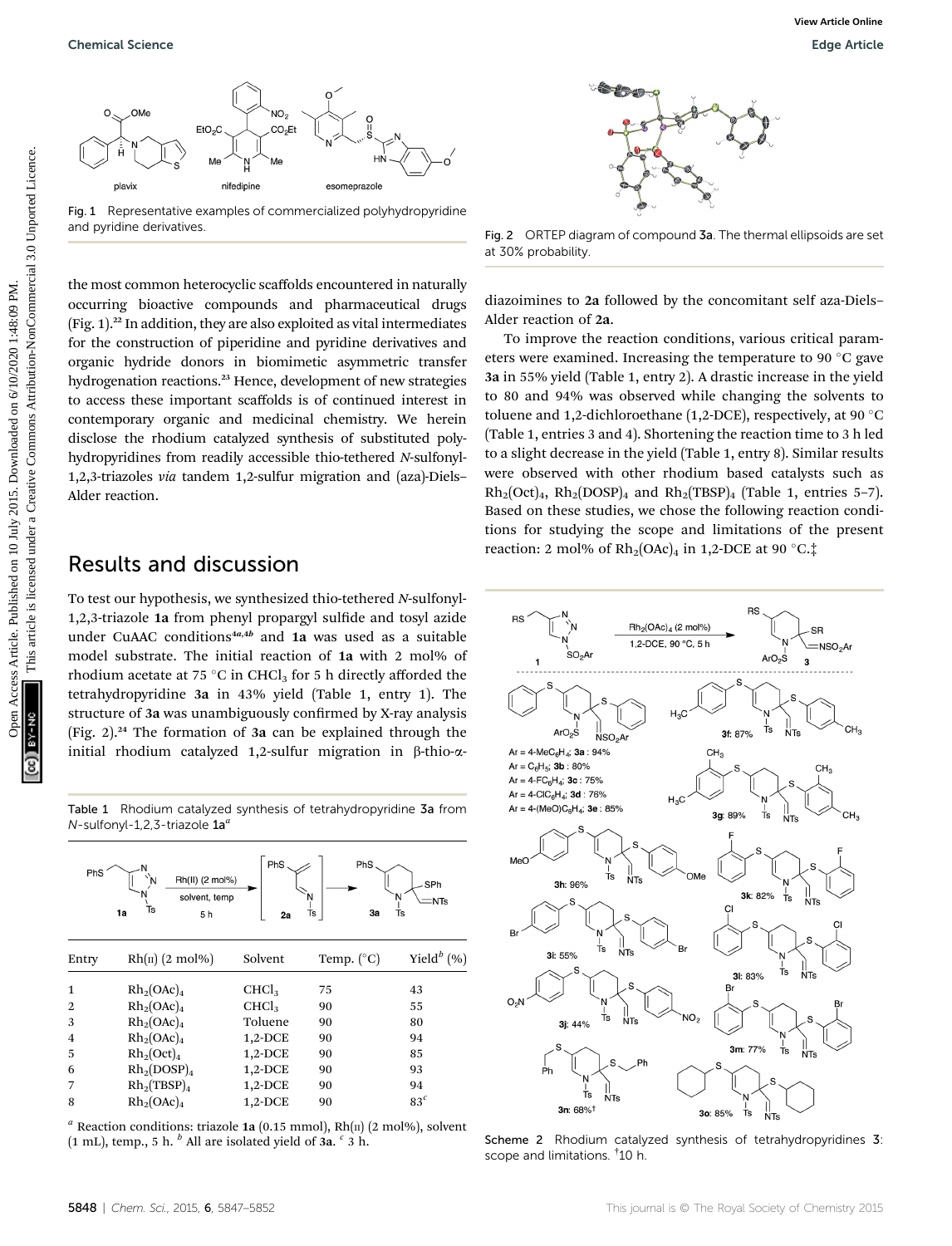Fig. 1 Representative examples of commercialized polyhydropyridine and pyridine derivatives.

the most common heterocyclic scaffolds encountered in naturally occurring bioactive compounds and pharmaceutical drugs (Fig. 1).[22] In addition, they are also exploited as vital intermediates for the construction of piperidine and pyridine derivatives and organic hydride donors in biomimetic asymmetric transfer hydrogenation reactions.[23] Hence, development of new strategies to access these important scaffolds is of continued interest in contemporary organic and medicinal chemistry. We herein disclose the rhodium catalyzed synthesis of substituted polyhydropyridines from readily accessible thio-tethered *N*-sulfonyl-1,2,3-triazoles *via* tandem 1,2-sulfur migration and (aza)-Diels–Alder reaction.

## Results and discussion

To test our hypothesis, we synthesized thio-tethered *N*-sulfonyl-1,2,3-triazole **1a** from phenyl propargyl sulfide and tosyl azide under CuAAC conditions[4a,4b] and **1a** was used as a suitable model substrate. The initial reaction of **1a** with 2 mol% of rhodium acetate at 75 °C in $CHCl_3$ for 5 h directly afforded the tetrahydropyridine **3a** in 43% yield (Table 1, entry 1). The structure of **3a** was unambiguously confirmed by X-ray analysis (Fig. 2).[24] The formation of **3a** can be explained through the initial rhodium catalyzed 1,2-sulfur migration in β-thio-α-diazoimines to **2a** followed by the concomitant self aza-Diels–Alder reaction of **2a**.

Table 1 Rhodium catalyzed synthesis of tetrahydropyridine **3a** from *N*-sulfonyl-1,2,3-triazole **1a**[a]

| Entry | Rh(II) (2 mol%) | Solvent | Temp. (°C) | Yield[b] (%) |
|---|---|---|---|---|
| 1 | $Rh_2(OAc)_4$ | $CHCl_3$ | 75 | 43 |
| 2 | $Rh_2(OAc)_4$ | $CHCl_3$ | 90 | 55 |
| 3 | $Rh_2(OAc)_4$ | Toluene | 90 | 80 |
| 4 | $Rh_2(OAc)_4$ | 1,2-DCE | 90 | 94 |
| 5 | $Rh_2(Oct)_4$ | 1,2-DCE | 90 | 85 |
| 6 | $Rh_2(DOSP)_4$ | 1,2-DCE | 90 | 93 |
| 7 | $Rh_2(TBSP)_4$ | 1,2-DCE | 90 | 94 |
| 8 | $Rh_2(OAc)_4$ | 1,2-DCE | 90 | 83[c] |

[a] Reaction conditions: triazole **1a** (0.15 mmol), Rh(II) (2 mol%), solvent (1 mL), temp., 5 h. [b] All are isolated yield of **3a**. [c] 3 h.

Fig. 2 ORTEP diagram of compound **3a**. The thermal ellipsoids are set at 30% probability.

To improve the reaction conditions, various critical parameters were examined. Increasing the temperature to 90 °C gave **3a** in 55% yield (Table 1, entry 2). A drastic increase in the yield to 80 and 94% was observed while changing the solvents to toluene and 1,2-dichloroethane (1,2-DCE), respectively, at 90 °C (Table 1, entries 3 and 4). Shortening the reaction time to 3 h led to a slight decrease in the yield (Table 1, entry 8). Similar results were observed with other rhodium based catalysts such as $Rh_2(Oct)_4$, $Rh_2(DOSP)_4$ and $Rh_2(TBSP)_4$ (Table 1, entries 5–7). Based on these studies, we chose the following reaction conditions for studying the scope and limitations of the present reaction: 2 mol% of $Rh_2(OAc)_4$ in 1,2-DCE at 90 °C.‡

Scheme 2 Rhodium catalyzed synthesis of tetrahydropyridines **3**: scope and limitations. †10 h.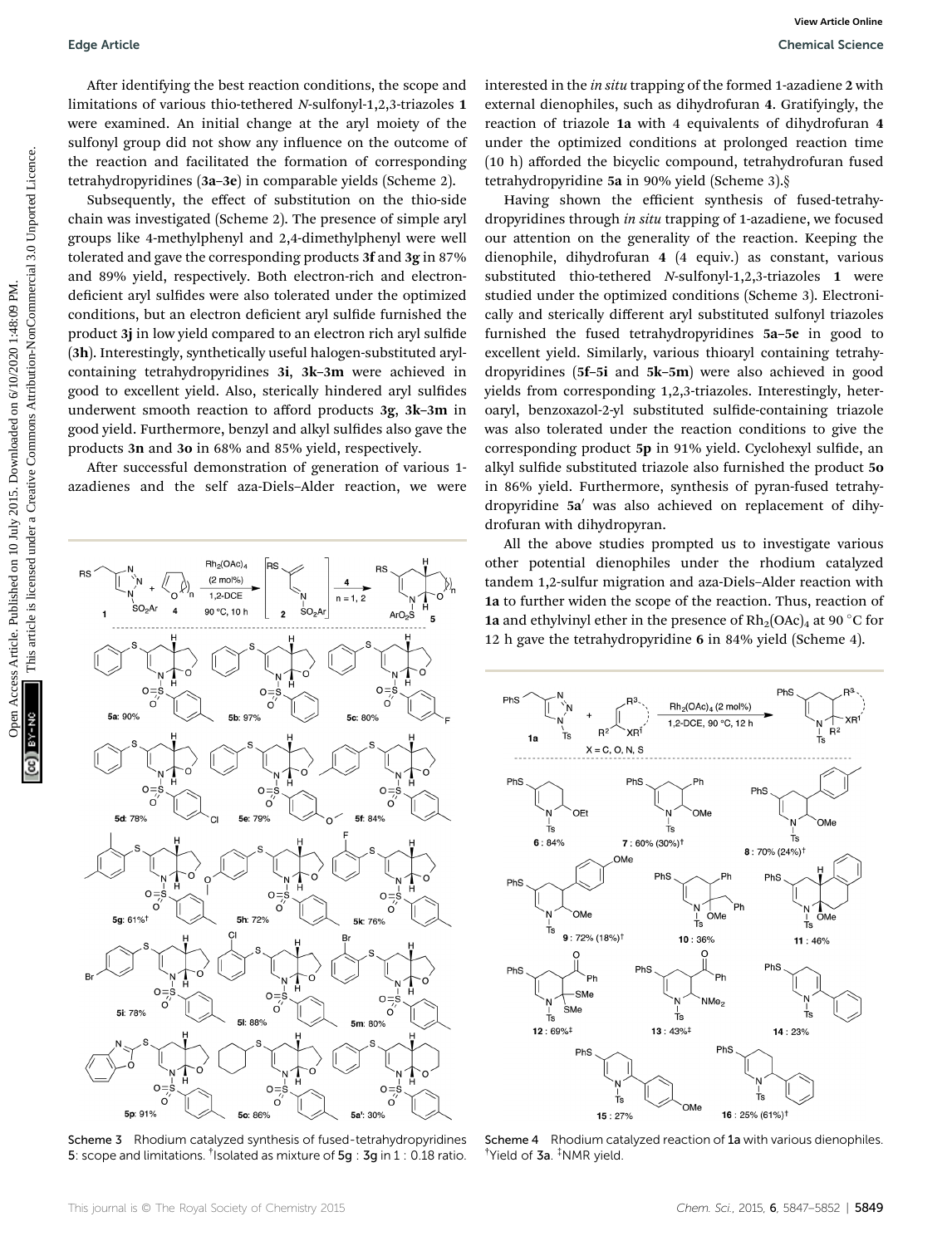After identifying the best reaction conditions, the scope and limitations of various thio-tethered *N*-sulfonyl-1,2,3-triazoles **1** were examined. An initial change at the aryl moiety of the sulfonyl group did not show any influence on the outcome of the reaction and facilitated the formation of corresponding tetrahydropyridines (**3a–3e**) in comparable yields (Scheme 2).

Subsequently, the effect of substitution on the thio-side chain was investigated (Scheme 2). The presence of simple aryl groups like 4-methylphenyl and 2,4-dimethylphenyl were well tolerated and gave the corresponding products **3f** and **3g** in 87% and 89% yield, respectively. Both electron-rich and electron-deficient aryl sulfides were also tolerated under the optimized conditions, but an electron deficient aryl sulfide furnished the product **3j** in low yield compared to an electron rich aryl sulfide (**3h**). Interestingly, synthetically useful halogen-substituted aryl-containing tetrahydropyridines **3i**, **3k–3m** were achieved in good to excellent yield. Also, sterically hindered aryl sulfides underwent smooth reaction to afford products **3g**, **3k–3m** in good yield. Furthermore, benzyl and alkyl sulfides also gave the products **3n** and **3o** in 68% and 85% yield, respectively.

After successful demonstration of generation of various 1-azadienes and the self aza-Diels–Alder reaction, we were interested in the *in situ* trapping of the formed 1-azadiene **2** with external dienophiles, such as dihydrofuran **4**. Gratifyingly, the reaction of triazole **1a** with 4 equivalents of dihydrofuran **4** under the optimized conditions at prolonged reaction time (10 h) afforded the bicyclic compound, tetrahydrofuran fused tetrahydropyridine **5a** in 90% yield (Scheme 3).§

Having shown the efficient synthesis of fused-tetrahydropyridines through *in situ* trapping of 1-azadiene, we focused our attention on the generality of the reaction. Keeping the dienophile, dihydrofuran **4** (4 equiv.) as constant, various substituted thio-tethered *N*-sulfonyl-1,2,3-triazoles **1** were studied under the optimized conditions (Scheme 3). Electronically and sterically different aryl substituted sulfonyl triazoles furnished the fused tetrahydropyridines **5a–5e** in good to excellent yield. Similarly, various thioaryl containing tetrahydropyridines (**5f–5i** and **5k–5m**) were also achieved in good yields from corresponding 1,2,3-triazoles. Interestingly, heteroaryl, benzoxazol-2-yl substituted sulfide-containing triazole was also tolerated under the reaction conditions to give the corresponding product **5p** in 91% yield. Cyclohexyl sulfide, an alkyl sulfide substituted triazole also furnished the product **5o** in 86% yield. Furthermore, synthesis of pyran-fused tetrahydropyridine **5a′** was also achieved on replacement of dihydrofuran with dihydropyran.

All the above studies prompted us to investigate various other potential dienophiles under the rhodium catalyzed tandem 1,2-sulfur migration and aza-Diels–Alder reaction with **1a** to further widen the scope of the reaction. Thus, reaction of **1a** and ethylvinyl ether in the presence of $Rh_2(OAc)_4$ at 90 °C for 12 h gave the tetrahydropyridine **6** in 84% yield (Scheme 4).

Scheme 3 Rhodium catalyzed synthesis of fused-tetrahydropyridines **5**: scope and limitations. [†]Isolated as mixture of **5g** : **3g** in 1 : 0.18 ratio.

Scheme 4 Rhodium catalyzed reaction of **1a** with various dienophiles. [†]Yield of **3a**. [‡]NMR yield.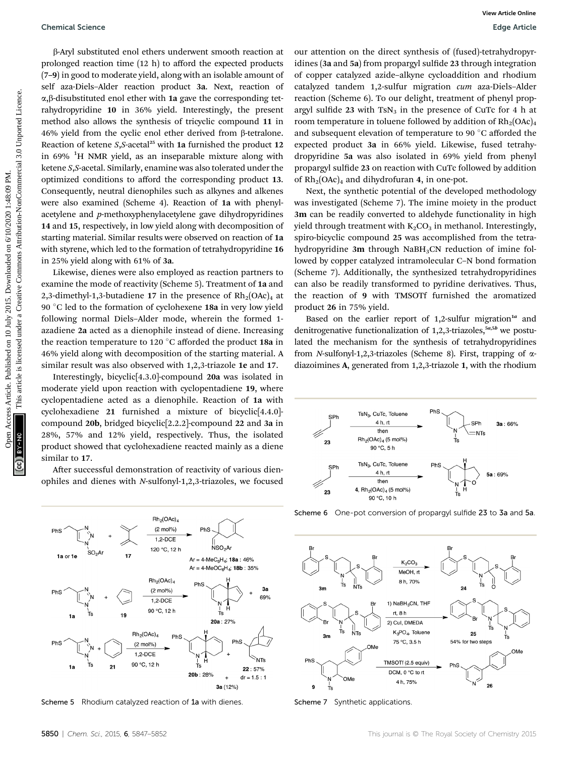β-Aryl substituted enol ethers underwent smooth reaction at prolonged reaction time (12 h) to afford the expected products (7–9) in good to moderate yield, along with an isolable amount of self aza-Diels–Alder reaction product 3a. Next, reaction of α,β-disubstituted enol ether with 1a gave the corresponding tetrahydropyridine 10 in 36% yield. Interestingly, the present method also allows the synthesis of tricyclic compound 11 in 46% yield from the cyclic enol ether derived from β-tetralone. Reaction of ketene *S*,*S*-acetal[25] with 1a furnished the product 12 in 69% $^1$H NMR yield, as an inseparable mixture along with ketene *S*,*S*-acetal. Similarly, enamine was also tolerated under the optimized conditions to afford the corresponding product 13. Consequently, neutral dienophiles such as alkynes and alkenes were also examined (Scheme 4). Reaction of 1a with phenylacetylene and *p*-methoxyphenylacetylene gave dihydropyridines 14 and 15, respectively, in low yield along with decomposition of starting material. Similar results were observed on reaction of 1a with styrene, which led to the formation of tetrahydropyridine 16 in 25% yield along with 61% of 3a.

Likewise, dienes were also employed as reaction partners to examine the mode of reactivity (Scheme 5). Treatment of 1a and 2,3-dimethyl-1,3-butadiene 17 in the presence of $Rh_2(OAc)_4$ at 90 °C led to the formation of cyclohexene 18a in very low yield following normal Diels–Alder mode, wherein the formed 1-azadiene 2a acted as a dienophile instead of diene. Increasing the reaction temperature to 120 °C afforded the product 18a in 46% yield along with decomposition of the starting material. A similar result was also observed with 1,2,3-triazole 1e and 17.

Interestingly, bicyclic[4.3.0]-compound 20a was isolated in moderate yield upon reaction with cyclopentadiene 19, where cyclopentadiene acted as a dienophile. Reaction of 1a with cyclohexadiene 21 furnished a mixture of bicyclic[4.4.0]-compound 20b, bridged bicyclic[2.2.2]-compound 22 and 3a in 28%, 57% and 12% yield, respectively. Thus, the isolated product showed that cyclohexadiene reacted mainly as a diene similar to 17.

After successful demonstration of reactivity of various dienophiles and dienes with *N*-sulfonyl-1,2,3-triazoles, we focused our attention on the direct synthesis of (fused)-tetrahydropyridines (3a and 5a) from propargyl sulfide 23 through integration of copper catalyzed azide–alkyne cycloaddition and rhodium catalyzed tandem 1,2-sulfur migration *cum* aza-Diels–Alder reaction (Scheme 6). To our delight, treatment of phenyl propargyl sulfide 23 with $TsN_3$ in the presence of CuTc for 4 h at room temperature in toluene followed by addition of $Rh_2(OAc)_4$ and subsequent elevation of temperature to 90 °C afforded the expected product 3a in 66% yield. Likewise, fused tetrahydropyridine 5a was also isolated in 69% yield from phenyl propargyl sulfide 23 on reaction with CuTc followed by addition of $Rh_2(OAc)_4$ and dihydrofuran 4, in one-pot.

Next, the synthetic potential of the developed methodology was investigated (Scheme 7). The imine moiety in the product 3m can be readily converted to aldehyde functionality in high yield through treatment with $K_2CO_3$ in methanol. Interestingly, spiro-bicyclic compound 25 was accomplished from the tetrahydropyridine 3m through $NaBH_3CN$ reduction of imine followed by copper catalyzed intramolecular C–N bond formation (Scheme 7). Additionally, the synthesized tetrahydropyridines can also be readily transformed to pyridine derivatives. Thus, the reaction of 9 with TMSOTf furnished the aromatized product 26 in 75% yield.

Based on the earlier report of 1,2-sulfur migration[1a] and denitrogenative functionalization of 1,2,3-triazoles,[5a,5b] we postulated the mechanism for the synthesis of tetrahydropyridines from *N*-sulfonyl-1,2,3-triazoles (Scheme 8). First, trapping of α-diazoimines A, generated from 1,2,3-triazole 1, with the rhodium

Scheme 5 Rhodium catalyzed reaction of 1a with dienes.

Scheme 6 One-pot conversion of propargyl sulfide 23 to 3a and 5a.

Scheme 7 Synthetic applications.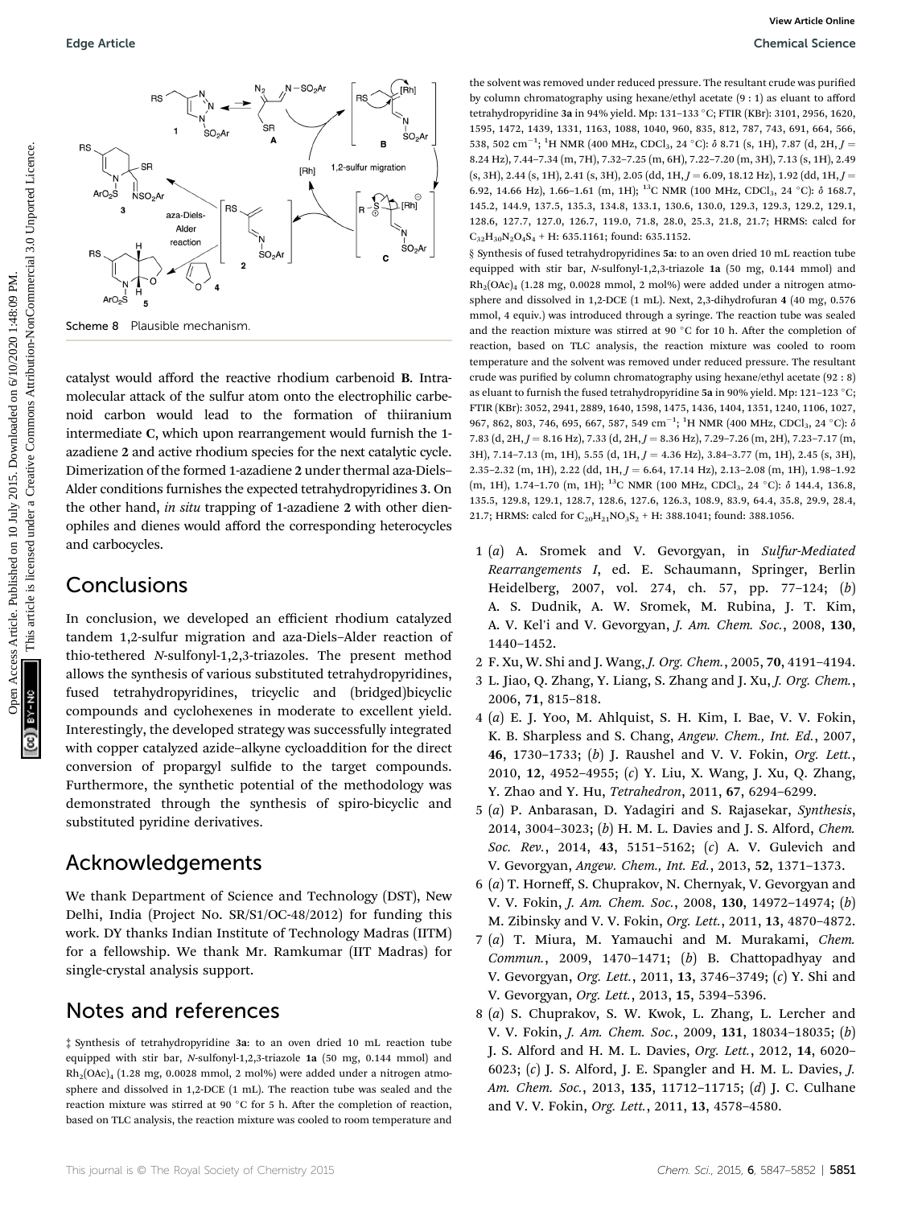Scheme 8 Plausible mechanism.

catalyst would afford the reactive rhodium carbenoid **B**. Intramolecular attack of the sulfur atom onto the electrophilic carbenoid carbon would lead to the formation of thiiranium intermediate **C**, which upon rearrangement would furnish the 1-azadiene **2** and active rhodium species for the next catalytic cycle. Dimerization of the formed 1-azadiene **2** under thermal aza-Diels–Alder conditions furnishes the expected tetrahydropyridines **3**. On the other hand, *in situ* trapping of 1-azadiene **2** with other dienophiles and dienes would afford the corresponding heterocycles and carbocycles.

## Conclusions

In conclusion, we developed an efficient rhodium catalyzed tandem 1,2-sulfur migration and aza-Diels–Alder reaction of thio-tethered *N*-sulfonyl-1,2,3-triazoles. The present method allows the synthesis of various substituted tetrahydropyridines, fused tetrahydropyridines, tricyclic and (bridged)bicyclic compounds and cyclohexenes in moderate to excellent yield. Interestingly, the developed strategy was successfully integrated with copper catalyzed azide–alkyne cycloaddition for the direct conversion of propargyl sulfide to the target compounds. Furthermore, the synthetic potential of the methodology was demonstrated through the synthesis of spiro-bicyclic and substituted pyridine derivatives.

## Acknowledgements

We thank Department of Science and Technology (DST), New Delhi, India (Project No. SR/S1/OC-48/2012) for funding this work. DY thanks Indian Institute of Technology Madras (IITM) for a fellowship. We thank Mr. Ramkumar (IIT Madras) for single-crystal analysis support.

## Notes and references

‡ Synthesis of tetrahydropyridine **3a**: to an oven dried 10 mL reaction tube equipped with stir bar, *N*-sulfonyl-1,2,3-triazole **1a** (50 mg, 0.144 mmol) and $Rh_2(OAc)_4$ (1.28 mg, 0.0028 mmol, 2 mol%) were added under a nitrogen atmosphere and dissolved in 1,2-DCE (1 mL). The reaction tube was sealed and the reaction mixture was stirred at 90 °C for 5 h. After the completion of reaction, based on TLC analysis, the reaction mixture was cooled to room temperature and the solvent was removed under reduced pressure. The resultant crude was purified by column chromatography using hexane/ethyl acetate (9 : 1) as eluant to afford tetrahydropyridine **3a** in 94% yield. Mp: 131–133 °C; FTIR (KBr): 3101, 2956, 1620, 1595, 1472, 1439, 1331, 1163, 1088, 1040, 960, 835, 812, 787, 743, 691, 664, 566, 538, 502 cm$^{-1}$; $^1$H NMR (400 MHz, $CDCl_3$, 24 °C): δ 8.71 (s, 1H), 7.87 (d, 2H, *J* = 8.24 Hz), 7.44–7.34 (m, 7H), 7.32–7.25 (m, 6H), 7.22–7.20 (m, 3H), 7.13 (s, 1H), 2.49 (s, 3H), 2.44 (s, 1H), 2.41 (s, 3H), 2.05 (dd, 1H, *J* = 6.09, 18.12 Hz), 1.92 (dd, 1H, *J* = 6.92, 14.66 Hz), 1.66–1.61 (m, 1H); $^{13}$C NMR (100 MHz, $CDCl_3$, 24 °C): δ 168.7, 145.2, 144.9, 137.5, 135.3, 134.8, 133.1, 130.6, 130.0, 129.3, 129.3, 129.2, 129.1, 128.6, 127.7, 127.0, 126.7, 119.0, 71.8, 28.0, 25.3, 21.8, 21.7; HRMS: calcd for $C_{32}H_{30}N_2O_4S_4$ + H: 635.1161; found: 635.1152.

§ Synthesis of fused tetrahydropyridines **5a**: to an oven dried 10 mL reaction tube equipped with stir bar, *N*-sulfonyl-1,2,3-triazole **1a** (50 mg, 0.144 mmol) and $Rh_2(OAc)_4$ (1.28 mg, 0.0028 mmol, 2 mol%) were added under a nitrogen atmosphere and dissolved in 1,2-DCE (1 mL). Next, 2,3-dihydrofuran **4** (40 mg, 0.576 mmol, 4 equiv.) was introduced through a syringe. The reaction tube was sealed and the reaction mixture was stirred at 90 °C for 10 h. After the completion of reaction, based on TLC analysis, the reaction mixture was cooled to room temperature and the solvent was removed under reduced pressure. The resultant crude was purified by column chromatography using hexane/ethyl acetate (92 : 8) as eluant to furnish the fused tetrahydropyridine **5a** in 90% yield. Mp: 121–123 °C; FTIR (KBr): 3052, 2941, 2889, 1640, 1598, 1475, 1436, 1404, 1351, 1240, 1106, 1027, 967, 862, 803, 746, 695, 667, 587, 549 cm$^{-1}$; $^1$H NMR (400 MHz, $CDCl_3$, 24 °C): δ 7.83 (d, 2H, *J* = 8.16 Hz), 7.33 (d, 2H, *J* = 8.36 Hz), 7.29–7.26 (m, 2H), 7.23–7.17 (m, 3H), 7.14–7.13 (m, 1H), 5.55 (d, 1H, *J* = 4.36 Hz), 3.84–3.77 (m, 1H), 2.45 (s, 3H), 2.35–2.32 (m, 1H), 2.22 (dd, 1H, *J* = 6.64, 17.14 Hz), 2.13–2.08 (m, 1H), 1.98–1.92 (m, 1H), 1.74–1.70 (m, 1H); $^{13}$C NMR (100 MHz, $CDCl_3$, 24 °C): δ 144.4, 136.8, 135.5, 129.8, 129.1, 128.7, 128.6, 127.6, 126.3, 108.9, 83.9, 64.4, 35.8, 29.9, 28.4, 21.7; HRMS: calcd for $C_{20}H_{21}NO_3S_2$ + H: 388.1041; found: 388.1056.

1 (*a*) A. Sromek and V. Gevorgyan, in *Sulfur-Mediated Rearrangements I*, ed. E. Schaumann, Springer, Berlin Heidelberg, 2007, vol. 274, ch. 57, pp. 77–124; (*b*) A. S. Dudnik, A. W. Sromek, M. Rubina, J. T. Kim, A. V. Kel'i and V. Gevorgyan, *J. Am. Chem. Soc.*, 2008, **130**, 1440–1452.

2 F. Xu, W. Shi and J. Wang, *J. Org. Chem.*, 2005, **70**, 4191–4194.

3 L. Jiao, Q. Zhang, Y. Liang, S. Zhang and J. Xu, *J. Org. Chem.*, 2006, **71**, 815–818.

4 (*a*) E. J. Yoo, M. Ahlquist, S. H. Kim, I. Bae, V. V. Fokin, K. B. Sharpless and S. Chang, *Angew. Chem., Int. Ed.*, 2007, **46**, 1730–1733; (*b*) J. Raushel and V. V. Fokin, *Org. Lett.*, 2010, **12**, 4952–4955; (*c*) Y. Liu, X. Wang, J. Xu, Q. Zhang, Y. Zhao and Y. Hu, *Tetrahedron*, 2011, **67**, 6294–6299.

5 (*a*) P. Anbarasan, D. Yadagiri and S. Rajasekar, *Synthesis*, 2014, 3004–3023; (*b*) H. M. L. Davies and J. S. Alford, *Chem. Soc. Rev.*, 2014, **43**, 5151–5162; (*c*) A. V. Gulevich and V. Gevorgyan, *Angew. Chem., Int. Ed.*, 2013, **52**, 1371–1373.

6 (*a*) T. Horneff, S. Chuprakov, N. Chernyak, V. Gevorgyan and V. V. Fokin, *J. Am. Chem. Soc.*, 2008, **130**, 14972–14974; (*b*) M. Zibinsky and V. V. Fokin, *Org. Lett.*, 2011, **13**, 4870–4872.

7 (*a*) T. Miura, M. Yamauchi and M. Murakami, *Chem. Commun.*, 2009, 1470–1471; (*b*) B. Chattopadhyay and V. Gevorgyan, *Org. Lett.*, 2011, **13**, 3746–3749; (*c*) Y. Shi and V. Gevorgyan, *Org. Lett.*, 2013, **15**, 5394–5396.

8 (*a*) S. Chuprakov, S. W. Kwok, L. Zhang, L. Lercher and V. V. Fokin, *J. Am. Chem. Soc.*, 2009, **131**, 18034–18035; (*b*) J. S. Alford and H. M. L. Davies, *Org. Lett.*, 2012, **14**, 6020–6023; (*c*) J. S. Alford, J. E. Spangler and H. M. L. Davies, *J. Am. Chem. Soc.*, 2013, **135**, 11712–11715; (*d*) J. C. Culhane and V. V. Fokin, *Org. Lett.*, 2011, **13**, 4578–4580.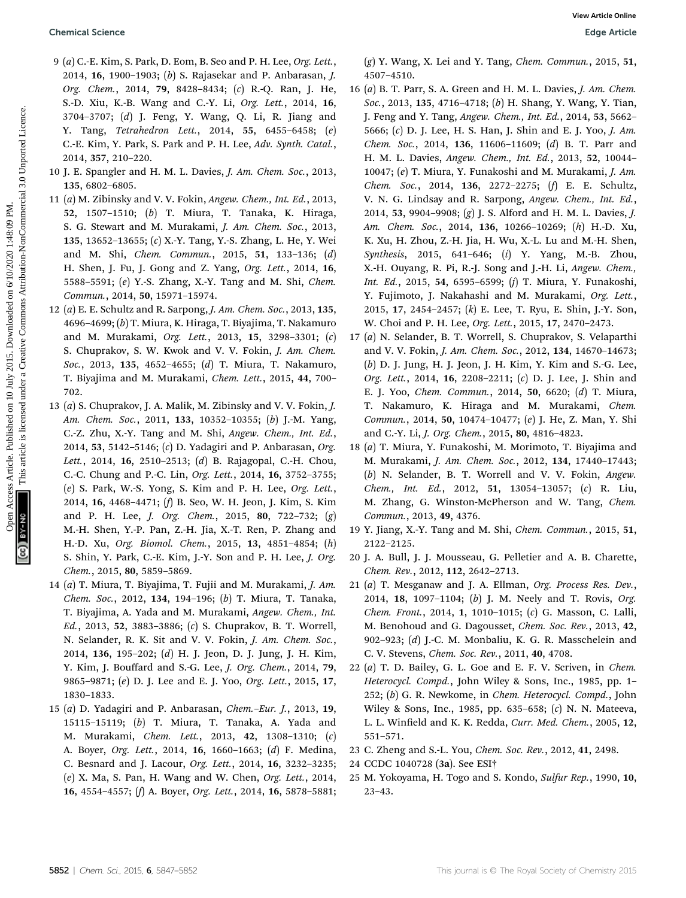9 (*a*) C.-E. Kim, S. Park, D. Eom, B. Seo and P. H. Lee, *Org. Lett.*, 2014, **16**, 1900–1903; (*b*) S. Rajasekar and P. Anbarasan, *J. Org. Chem.*, 2014, **79**, 8428–8434; (*c*) R.-Q. Ran, J. He, S.-D. Xiu, K.-B. Wang and C.-Y. Li, *Org. Lett.*, 2014, **16**, 3704–3707; (*d*) J. Feng, Y. Wang, Q. Li, R. Jiang and Y. Tang, *Tetrahedron Lett.*, 2014, **55**, 6455–6458; (*e*) C.-E. Kim, Y. Park, S. Park and P. H. Lee, *Adv. Synth. Catal.*, 2014, **357**, 210–220.

10 J. E. Spangler and H. M. L. Davies, *J. Am. Chem. Soc.*, 2013, **135**, 6802–6805.

11 (*a*) M. Zibinsky and V. V. Fokin, *Angew. Chem., Int. Ed.*, 2013, **52**, 1507–1510; (*b*) T. Miura, T. Tanaka, K. Hiraga, S. G. Stewart and M. Murakami, *J. Am. Chem. Soc.*, 2013, **135**, 13652–13655; (*c*) X.-Y. Tang, Y.-S. Zhang, L. He, Y. Wei and M. Shi, *Chem. Commun.*, 2015, **51**, 133–136; (*d*) H. Shen, J. Fu, J. Gong and Z. Yang, *Org. Lett.*, 2014, **16**, 5588–5591; (*e*) Y.-S. Zhang, X.-Y. Tang and M. Shi, *Chem. Commun.*, 2014, **50**, 15971–15974.

12 (*a*) E. E. Schultz and R. Sarpong, *J. Am. Chem. Soc.*, 2013, **135**, 4696–4699; (*b*) T. Miura, K. Hiraga, T. Biyajima, T. Nakamuro and M. Murakami, *Org. Lett.*, 2013, **15**, 3298–3301; (*c*) S. Chuprakov, S. W. Kwok and V. V. Fokin, *J. Am. Chem. Soc.*, 2013, **135**, 4652–4655; (*d*) T. Miura, T. Nakamuro, T. Biyajima and M. Murakami, *Chem. Lett.*, 2015, **44**, 700–702.

13 (*a*) S. Chuprakov, J. A. Malik, M. Zibinsky and V. V. Fokin, *J. Am. Chem. Soc.*, 2011, **133**, 10352–10355; (*b*) J.-M. Yang, C.-Z. Zhu, X.-Y. Tang and M. Shi, *Angew. Chem., Int. Ed.*, 2014, **53**, 5142–5146; (*c*) D. Yadagiri and P. Anbarasan, *Org. Lett.*, 2014, **16**, 2510–2513; (*d*) B. Rajagopal, C.-H. Chou, C.-C. Chung and P.-C. Lin, *Org. Lett.*, 2014, **16**, 3752–3755; (*e*) S. Park, W.-S. Yong, S. Kim and P. H. Lee, *Org. Lett.*, 2014, **16**, 4468–4471; (*f*) B. Seo, W. H. Jeon, J. Kim, S. Kim and P. H. Lee, *J. Org. Chem.*, 2015, **80**, 722–732; (*g*) M.-H. Shen, Y.-P. Pan, Z.-H. Jia, X.-T. Ren, P. Zhang and H.-D. Xu, *Org. Biomol. Chem.*, 2015, **13**, 4851–4854; (*h*) S. Shin, Y. Park, C.-E. Kim, J.-Y. Son and P. H. Lee, *J. Org. Chem.*, 2015, **80**, 5859–5869.

14 (*a*) T. Miura, T. Biyajima, T. Fujii and M. Murakami, *J. Am. Chem. Soc.*, 2012, **134**, 194–196; (*b*) T. Miura, T. Tanaka, T. Biyajima, A. Yada and M. Murakami, *Angew. Chem., Int. Ed.*, 2013, **52**, 3883–3886; (*c*) S. Chuprakov, B. T. Worrell, N. Selander, R. K. Sit and V. V. Fokin, *J. Am. Chem. Soc.*, 2014, **136**, 195–202; (*d*) H. J. Jeon, D. J. Jung, J. H. Kim, Y. Kim, J. Bouffard and S.-G. Lee, *J. Org. Chem.*, 2014, **79**, 9865–9871; (*e*) D. J. Lee and E. J. Yoo, *Org. Lett.*, 2015, **17**, 1830–1833.

15 (*a*) D. Yadagiri and P. Anbarasan, *Chem.–Eur. J.*, 2013, **19**, 15115–15119; (*b*) T. Miura, T. Tanaka, A. Yada and M. Murakami, *Chem. Lett.*, 2013, **42**, 1308–1310; (*c*) A. Boyer, *Org. Lett.*, 2014, **16**, 1660–1663; (*d*) F. Medina, C. Besnard and J. Lacour, *Org. Lett.*, 2014, **16**, 3232–3235; (*e*) X. Ma, S. Pan, H. Wang and W. Chen, *Org. Lett.*, 2014, **16**, 4554–4557; (*f*) A. Boyer, *Org. Lett.*, 2014, **16**, 5878–5881; (*g*) Y. Wang, X. Lei and Y. Tang, *Chem. Commun.*, 2015, **51**, 4507–4510.

16 (*a*) B. T. Parr, S. A. Green and H. M. L. Davies, *J. Am. Chem. Soc.*, 2013, **135**, 4716–4718; (*b*) H. Shang, Y. Wang, Y. Tian, J. Feng and Y. Tang, *Angew. Chem., Int. Ed.*, 2014, **53**, 5662–5666; (*c*) D. J. Lee, H. S. Han, J. Shin and E. J. Yoo, *J. Am. Chem. Soc.*, 2014, **136**, 11606–11609; (*d*) B. T. Parr and H. M. L. Davies, *Angew. Chem., Int. Ed.*, 2013, **52**, 10044–10047; (*e*) T. Miura, Y. Funakoshi and M. Murakami, *J. Am. Chem. Soc.*, 2014, **136**, 2272–2275; (*f*) E. E. Schultz, V. N. G. Lindsay and R. Sarpong, *Angew. Chem., Int. Ed.*, 2014, **53**, 9904–9908; (*g*) J. S. Alford and H. M. L. Davies, *J. Am. Chem. Soc.*, 2014, **136**, 10266–10269; (*h*) H.-D. Xu, K. Xu, H. Zhou, Z.-H. Jia, H. Wu, X.-L. Lu and M.-H. Shen, *Synthesis*, 2015, 641–646; (*i*) Y. Yang, M.-B. Zhou, X.-H. Ouyang, R. Pi, R.-J. Song and J.-H. Li, *Angew. Chem., Int. Ed.*, 2015, **54**, 6595–6599; (*j*) T. Miura, Y. Funakoshi, Y. Fujimoto, J. Nakahashi and M. Murakami, *Org. Lett.*, 2015, **17**, 2454–2457; (*k*) E. Lee, T. Ryu, E. Shin, J.-Y. Son, W. Choi and P. H. Lee, *Org. Lett.*, 2015, **17**, 2470–2473.

17 (*a*) N. Selander, B. T. Worrell, S. Chuprakov, S. Velaparthi and V. V. Fokin, *J. Am. Chem. Soc.*, 2012, **134**, 14670–14673; (*b*) D. J. Jung, H. J. Jeon, J. H. Kim, Y. Kim and S.-G. Lee, *Org. Lett.*, 2014, **16**, 2208–2211; (*c*) D. J. Lee, J. Shin and E. J. Yoo, *Chem. Commun.*, 2014, **50**, 6620; (*d*) T. Miura, T. Nakamuro, K. Hiraga and M. Murakami, *Chem. Commun.*, 2014, **50**, 10474–10477; (*e*) J. He, Z. Man, Y. Shi and C.-Y. Li, *J. Org. Chem.*, 2015, **80**, 4816–4823.

18 (*a*) T. Miura, Y. Funakoshi, M. Morimoto, T. Biyajima and M. Murakami, *J. Am. Chem. Soc.*, 2012, **134**, 17440–17443; (*b*) N. Selander, B. T. Worrell and V. V. Fokin, *Angew. Chem., Int. Ed.*, 2012, **51**, 13054–13057; (*c*) R. Liu, M. Zhang, G. Winston-McPherson and W. Tang, *Chem. Commun.*, 2013, **49**, 4376.

19 Y. Jiang, X.-Y. Tang and M. Shi, *Chem. Commun.*, 2015, **51**, 2122–2125.

20 J. A. Bull, J. J. Mousseau, G. Pelletier and A. B. Charette, *Chem. Rev.*, 2012, **112**, 2642–2713.

21 (*a*) T. Mesganaw and J. A. Ellman, *Org. Process Res. Dev.*, 2014, **18**, 1097–1104; (*b*) J. M. Neely and T. Rovis, *Org. Chem. Front.*, 2014, **1**, 1010–1015; (*c*) G. Masson, C. Lalli, M. Benohoud and G. Dagousset, *Chem. Soc. Rev.*, 2013, **42**, 902–923; (*d*) J.-C. M. Monbaliu, K. G. R. Masschelein and C. V. Stevens, *Chem. Soc. Rev.*, 2011, **40**, 4708.

22 (*a*) T. D. Bailey, G. L. Goe and E. F. V. Scriven, in *Chem. Heterocycl. Compd.*, John Wiley & Sons, Inc., 1985, pp. 1–252; (*b*) G. R. Newkome, in *Chem. Heterocycl. Compd.*, John Wiley & Sons, Inc., 1985, pp. 635–658; (*c*) N. N. Mateeva, L. L. Winfield and K. K. Redda, *Curr. Med. Chem.*, 2005, **12**, 551–571.

23 C. Zheng and S.-L. You, *Chem. Soc. Rev.*, 2012, **41**, 2498.

24 CCDC 1040728 (**3a**). See ESI†

25 M. Yokoyama, H. Togo and S. Kondo, *Sulfur Rep.*, 1990, **10**, 23–43.